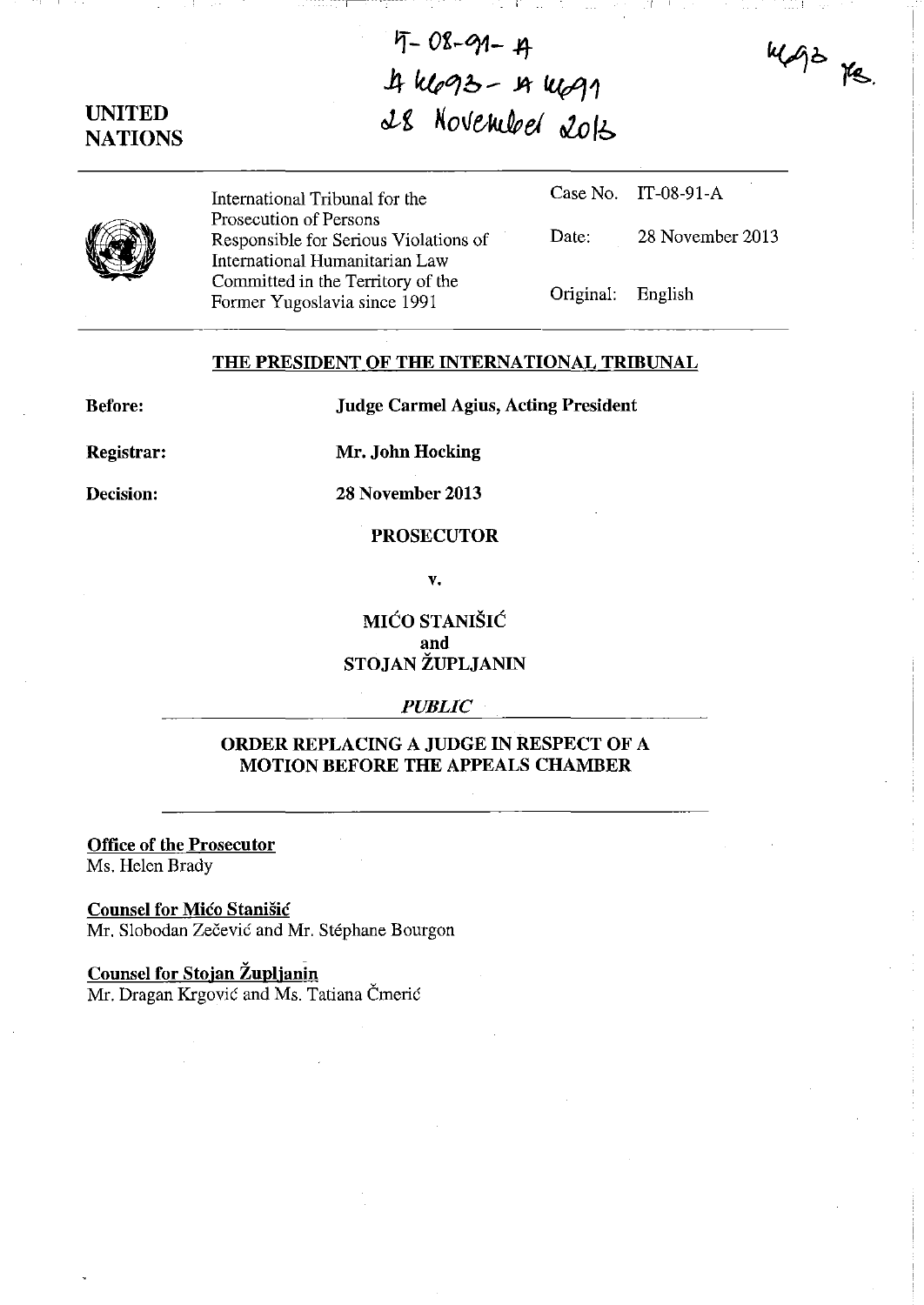IT-08-91-A
A 4693 - A 4691
28 November 2013

4693 PB.

**UNITED NATIONS**

| | | |
|---|---|---|
| International Tribunal for the Prosecution of Persons Responsible for Serious Violations of International Humanitarian Law Committed in the Territory of the Former Yugoslavia since 1991 | Case No. | IT-08-91-A |
| | Date: | 28 November 2013 |
| | Original: | English |

## THE PRESIDENT OF THE INTERNATIONAL TRIBUNAL

**Before:** **Judge Carmel Agius, Acting President**

**Registrar:** **Mr. John Hocking**

**Decision:** **28 November 2013**

**PROSECUTOR**

**v.**

**MIĆO STANIŠIĆ**
**and**
**STOJAN ŽUPLJANIN**

*PUBLIC*

**ORDER REPLACING A JUDGE IN RESPECT OF A MOTION BEFORE THE APPEALS CHAMBER**

**Office of the Prosecutor**
Ms. Helen Brady

**Counsel for Mićo Stanišić**
Mr. Slobodan Zečević and Mr. Stéphane Bourgon

**Counsel for Stojan Župljanin**
Mr. Dragan Krgović and Ms. Tatiana Čmerić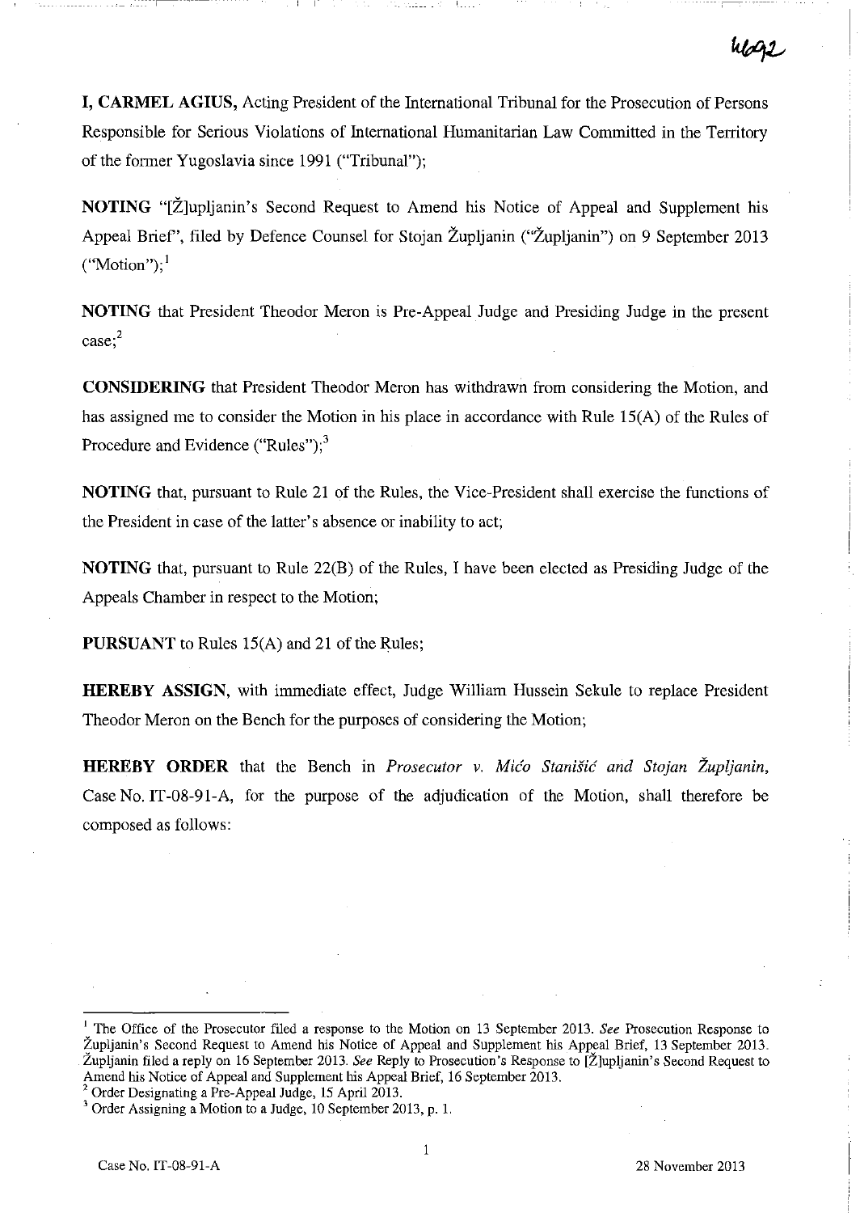**I, CARMEL AGIUS,** Acting President of the International Tribunal for the Prosecution of Persons Responsible for Serious Violations of International Humanitarian Law Committed in the Territory of the former Yugoslavia since 1991 ("Tribunal");

**NOTING** "[Ž]upljanin's Second Request to Amend his Notice of Appeal and Supplement his Appeal Brief", filed by Defence Counsel for Stojan Župljanin ("Župljanin") on 9 September 2013 ("Motion");[1]

**NOTING** that President Theodor Meron is Pre-Appeal Judge and Presiding Judge in the present case;[2]

**CONSIDERING** that President Theodor Meron has withdrawn from considering the Motion, and has assigned me to consider the Motion in his place in accordance with Rule 15(A) of the Rules of Procedure and Evidence ("Rules");[3]

**NOTING** that, pursuant to Rule 21 of the Rules, the Vice-President shall exercise the functions of the President in case of the latter's absence or inability to act;

**NOTING** that, pursuant to Rule 22(B) of the Rules, I have been elected as Presiding Judge of the Appeals Chamber in respect to the Motion;

**PURSUANT** to Rules 15(A) and 21 of the Rules;

**HEREBY ASSIGN,** with immediate effect, Judge William Hussein Sekule to replace President Theodor Meron on the Bench for the purposes of considering the Motion;

**HEREBY ORDER** that the Bench in *Prosecutor v. Mićo Stanišić and Stojan Župljanin,* Case No. IT-08-91-A, for the purpose of the adjudication of the Motion, shall therefore be composed as follows:

---

[1] The Office of the Prosecutor filed a response to the Motion on 13 September 2013. *See* Prosecution Response to Župljanin's Second Request to Amend his Notice of Appeal and Supplement his Appeal Brief, 13 September 2013. Župljanin filed a reply on 16 September 2013. *See* Reply to Prosecution's Response to [Ž]upljanin's Second Request to Amend his Notice of Appeal and Supplement his Appeal Brief, 16 September 2013.

[2] Order Designating a Pre-Appeal Judge, 15 April 2013.

[3] Order Assigning a Motion to a Judge, 10 September 2013, p. 1.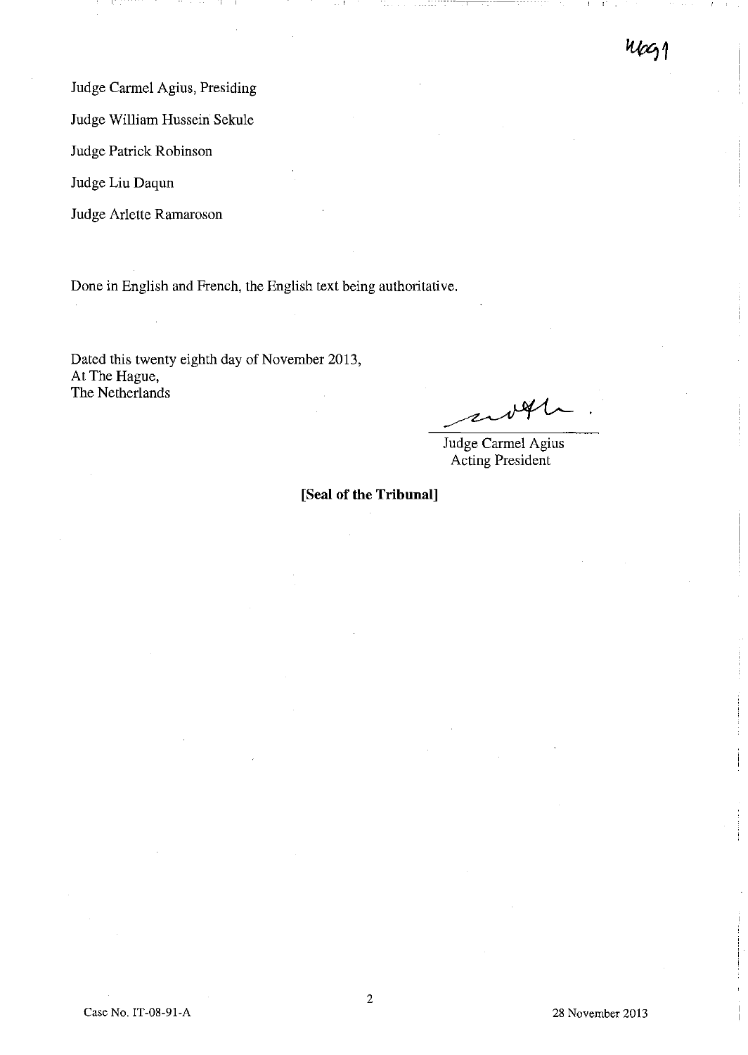Judge Carmel Agius, Presiding

Judge William Hussein Sekule

Judge Patrick Robinson

Judge Liu Daqun

Judge Arlette Ramaroson

Done in English and French, the English text being authoritative.

Dated this twenty eighth day of November 2013,
At The Hague,
The Netherlands

Judge Carmel Agius
Acting President

**[Seal of the Tribunal]**